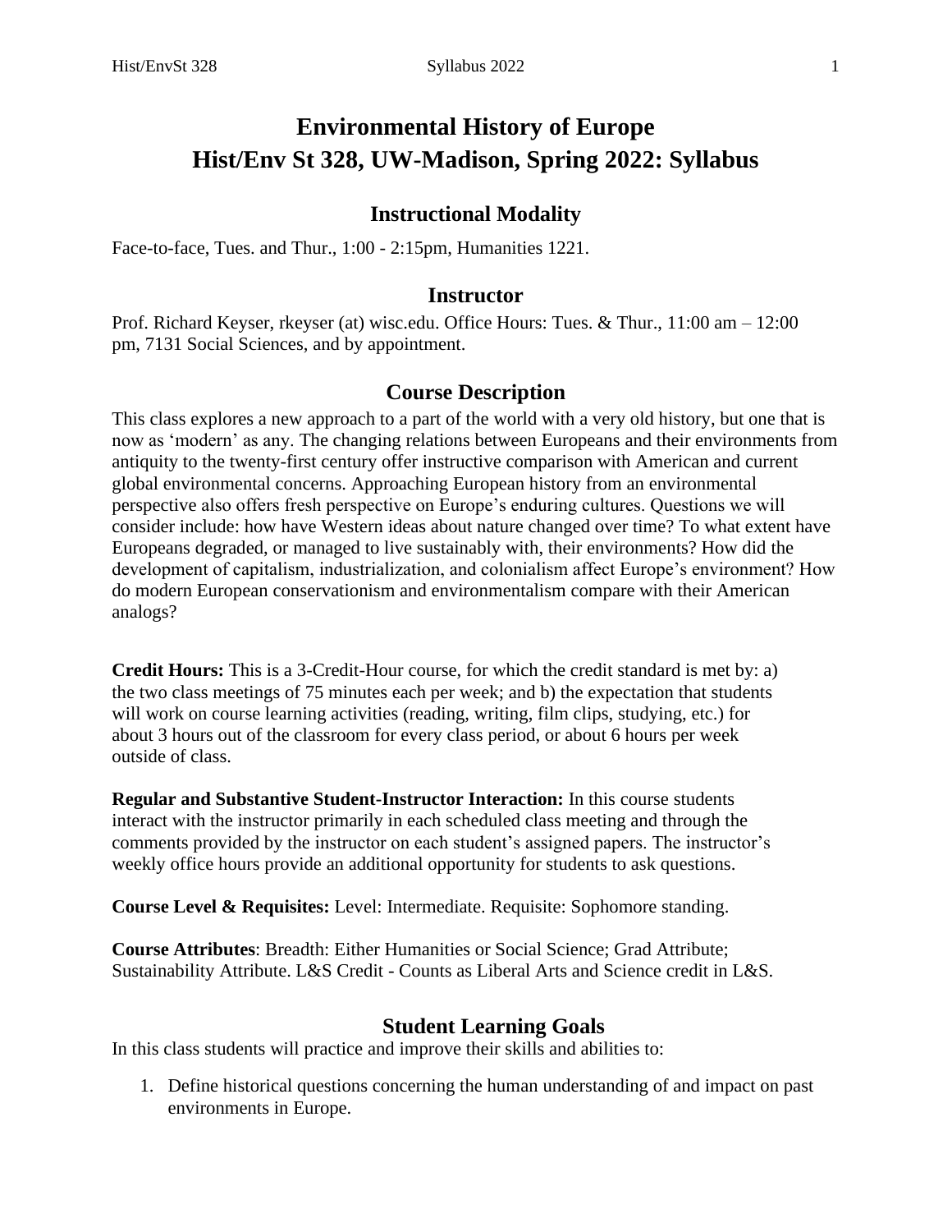# Environmental History of Europe
# Hist/Env St 328, UW-Madison, Spring 2022: Syllabus

## Instructional Modality

Face-to-face, Tues. and Thur., 1:00 - 2:15pm, Humanities 1221.

## Instructor

Prof. Richard Keyser, rkeyser (at) wisc.edu. Office Hours: Tues. & Thur., 11:00 am – 12:00 pm, 7131 Social Sciences, and by appointment.

## Course Description

This class explores a new approach to a part of the world with a very old history, but one that is now as 'modern' as any. The changing relations between Europeans and their environments from antiquity to the twenty-first century offer instructive comparison with American and current global environmental concerns. Approaching European history from an environmental perspective also offers fresh perspective on Europe's enduring cultures. Questions we will consider include: how have Western ideas about nature changed over time? To what extent have Europeans degraded, or managed to live sustainably with, their environments? How did the development of capitalism, industrialization, and colonialism affect Europe's environment? How do modern European conservationism and environmentalism compare with their American analogs?

**Credit Hours:** This is a 3-Credit-Hour course, for which the credit standard is met by: a) the two class meetings of 75 minutes each per week; and b) the expectation that students will work on course learning activities (reading, writing, film clips, studying, etc.) for about 3 hours out of the classroom for every class period, or about 6 hours per week outside of class.

**Regular and Substantive Student-Instructor Interaction:** In this course students interact with the instructor primarily in each scheduled class meeting and through the comments provided by the instructor on each student's assigned papers. The instructor's weekly office hours provide an additional opportunity for students to ask questions.

**Course Level & Requisites:** Level: Intermediate. Requisite: Sophomore standing.

**Course Attributes**: Breadth: Either Humanities or Social Science; Grad Attribute; Sustainability Attribute. L&S Credit - Counts as Liberal Arts and Science credit in L&S.

## Student Learning Goals

In this class students will practice and improve their skills and abilities to:

1. Define historical questions concerning the human understanding of and impact on past environments in Europe.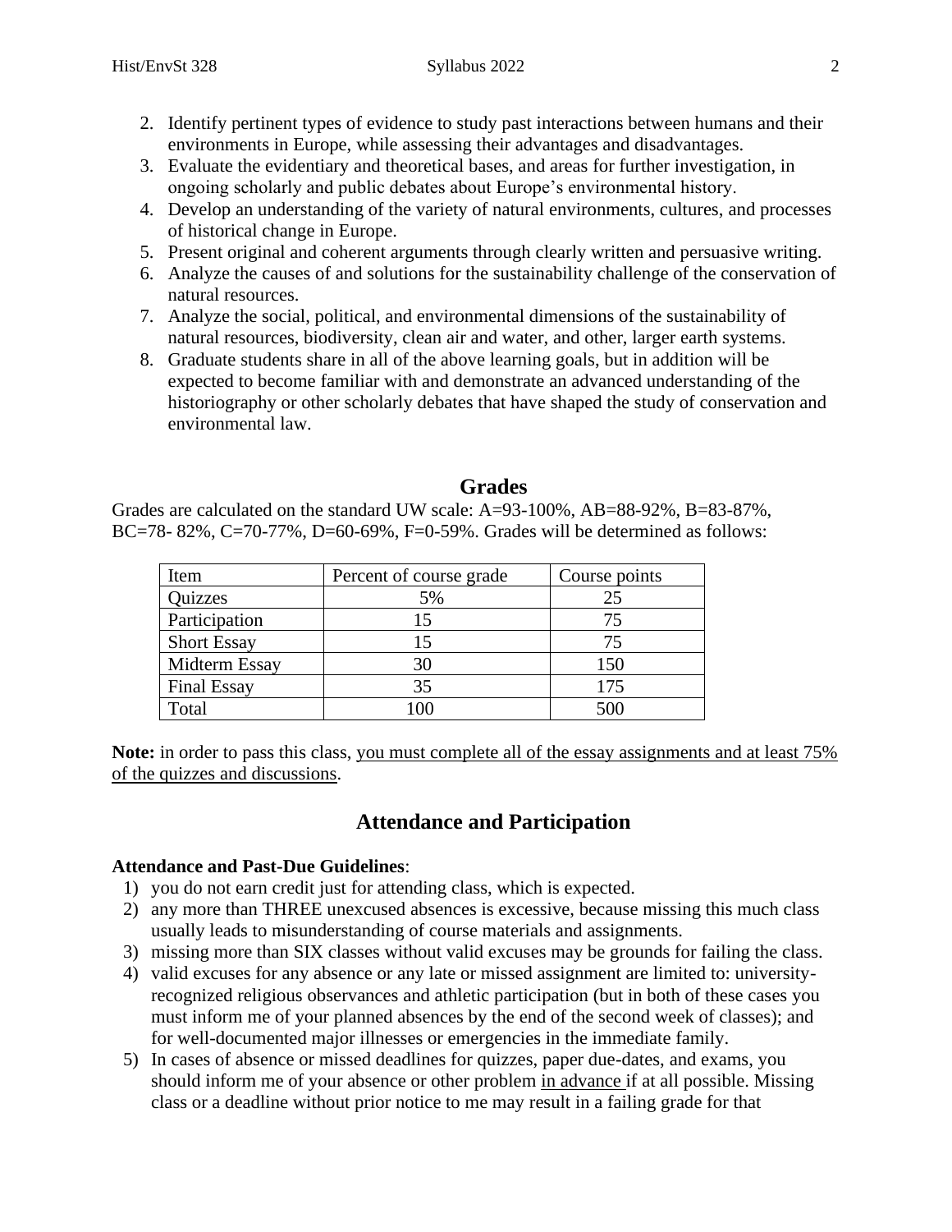2. Identify pertinent types of evidence to study past interactions between humans and their environments in Europe, while assessing their advantages and disadvantages.
3. Evaluate the evidentiary and theoretical bases, and areas for further investigation, in ongoing scholarly and public debates about Europe's environmental history.
4. Develop an understanding of the variety of natural environments, cultures, and processes of historical change in Europe.
5. Present original and coherent arguments through clearly written and persuasive writing.
6. Analyze the causes of and solutions for the sustainability challenge of the conservation of natural resources.
7. Analyze the social, political, and environmental dimensions of the sustainability of natural resources, biodiversity, clean air and water, and other, larger earth systems.
8. Graduate students share in all of the above learning goals, but in addition will be expected to become familiar with and demonstrate an advanced understanding of the historiography or other scholarly debates that have shaped the study of conservation and environmental law.

## Grades

Grades are calculated on the standard UW scale: A=93-100%, AB=88-92%, B=83-87%, BC=78- 82%, C=70-77%, D=60-69%, F=0-59%. Grades will be determined as follows:

| Item | Percent of course grade | Course points |
|---|---|---|
| Quizzes | 5% | 25 |
| Participation | 15 | 75 |
| Short Essay | 15 | 75 |
| Midterm Essay | 30 | 150 |
| Final Essay | 35 | 175 |
| Total | 100 | 500 |

**Note:** in order to pass this class, <u>you must complete all of the essay assignments and at least 75% of the quizzes and discussions</u>.

## Attendance and Participation

**Attendance and Past-Due Guidelines**:

1) you do not earn credit just for attending class, which is expected.
2) any more than THREE unexcused absences is excessive, because missing this much class usually leads to misunderstanding of course materials and assignments.
3) missing more than SIX classes without valid excuses may be grounds for failing the class.
4) valid excuses for any absence or any late or missed assignment are limited to: university-recognized religious observances and athletic participation (but in both of these cases you must inform me of your planned absences by the end of the second week of classes); and for well-documented major illnesses or emergencies in the immediate family.
5) In cases of absence or missed deadlines for quizzes, paper due-dates, and exams, you should inform me of your absence or other problem <u>in advance</u> if at all possible. Missing class or a deadline without prior notice to me may result in a failing grade for that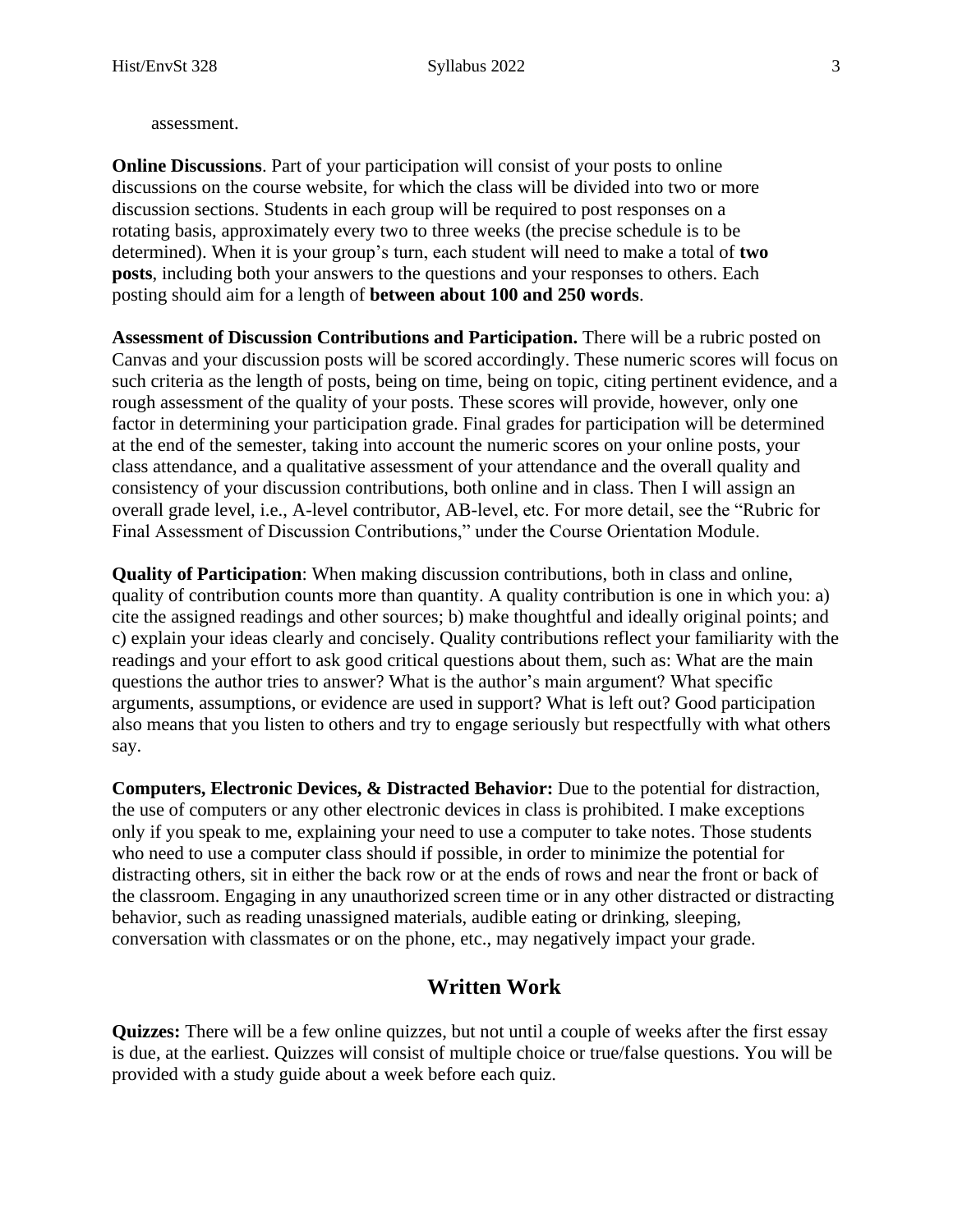assessment.

**Online Discussions**. Part of your participation will consist of your posts to online discussions on the course website, for which the class will be divided into two or more discussion sections. Students in each group will be required to post responses on a rotating basis, approximately every two to three weeks (the precise schedule is to be determined). When it is your group's turn, each student will need to make a total of **two posts**, including both your answers to the questions and your responses to others. Each posting should aim for a length of **between about 100 and 250 words**.

**Assessment of Discussion Contributions and Participation.** There will be a rubric posted on Canvas and your discussion posts will be scored accordingly. These numeric scores will focus on such criteria as the length of posts, being on time, being on topic, citing pertinent evidence, and a rough assessment of the quality of your posts. These scores will provide, however, only one factor in determining your participation grade. Final grades for participation will be determined at the end of the semester, taking into account the numeric scores on your online posts, your class attendance, and a qualitative assessment of your attendance and the overall quality and consistency of your discussion contributions, both online and in class. Then I will assign an overall grade level, i.e., A-level contributor, AB-level, etc. For more detail, see the "Rubric for Final Assessment of Discussion Contributions," under the Course Orientation Module.

**Quality of Participation**: When making discussion contributions, both in class and online, quality of contribution counts more than quantity. A quality contribution is one in which you: a) cite the assigned readings and other sources; b) make thoughtful and ideally original points; and c) explain your ideas clearly and concisely. Quality contributions reflect your familiarity with the readings and your effort to ask good critical questions about them, such as: What are the main questions the author tries to answer? What is the author's main argument? What specific arguments, assumptions, or evidence are used in support? What is left out? Good participation also means that you listen to others and try to engage seriously but respectfully with what others say.

**Computers, Electronic Devices, & Distracted Behavior:** Due to the potential for distraction, the use of computers or any other electronic devices in class is prohibited. I make exceptions only if you speak to me, explaining your need to use a computer to take notes. Those students who need to use a computer class should if possible, in order to minimize the potential for distracting others, sit in either the back row or at the ends of rows and near the front or back of the classroom. Engaging in any unauthorized screen time or in any other distracted or distracting behavior, such as reading unassigned materials, audible eating or drinking, sleeping, conversation with classmates or on the phone, etc., may negatively impact your grade.

## Written Work

**Quizzes:** There will be a few online quizzes, but not until a couple of weeks after the first essay is due, at the earliest. Quizzes will consist of multiple choice or true/false questions. You will be provided with a study guide about a week before each quiz.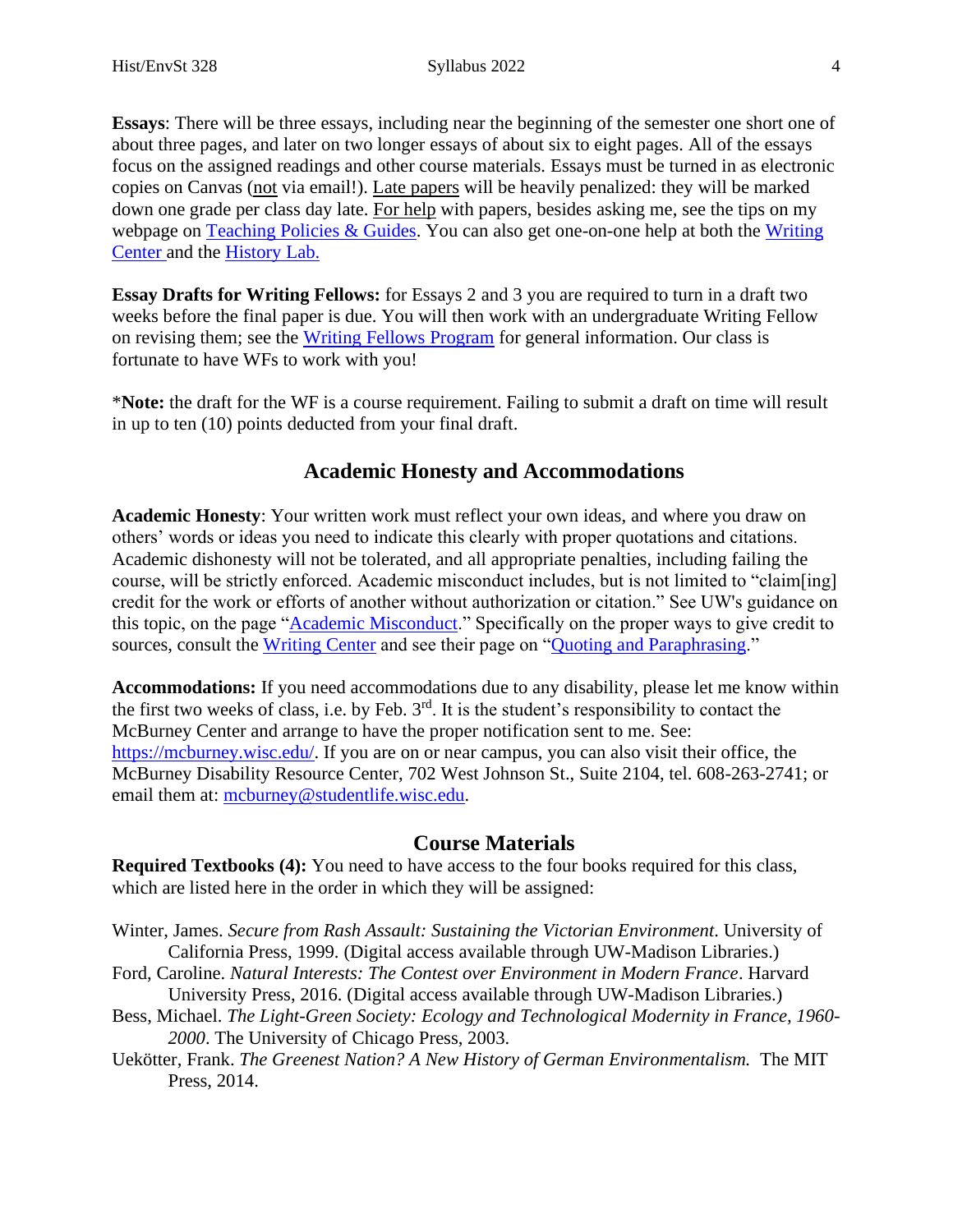**Essays**: There will be three essays, including near the beginning of the semester one short one of about three pages, and later on two longer essays of about six to eight pages. All of the essays focus on the assigned readings and other course materials. Essays must be turned in as electronic copies on Canvas (not via email!). Late papers will be heavily penalized: they will be marked down one grade per class day late. For help with papers, besides asking me, see the tips on my webpage on Teaching Policies & Guides. You can also get one-on-one help at both the Writing Center and the History Lab.

**Essay Drafts for Writing Fellows:** for Essays 2 and 3 you are required to turn in a draft two weeks before the final paper is due. You will then work with an undergraduate Writing Fellow on revising them; see the Writing Fellows Program for general information. Our class is fortunate to have WFs to work with you!

*__Note:__ the draft for the WF is a course requirement. Failing to submit a draft on time will result in up to ten (10) points deducted from your final draft.

## Academic Honesty and Accommodations

**Academic Honesty**: Your written work must reflect your own ideas, and where you draw on others' words or ideas you need to indicate this clearly with proper quotations and citations. Academic dishonesty will not be tolerated, and all appropriate penalties, including failing the course, will be strictly enforced. Academic misconduct includes, but is not limited to "claim[ing] credit for the work or efforts of another without authorization or citation." See UW's guidance on this topic, on the page "Academic Misconduct." Specifically on the proper ways to give credit to sources, consult the Writing Center and see their page on "Quoting and Paraphrasing."

**Accommodations:** If you need accommodations due to any disability, please let me know within the first two weeks of class, i.e. by Feb. 3rd. It is the student's responsibility to contact the McBurney Center and arrange to have the proper notification sent to me. See: https://mcburney.wisc.edu/. If you are on or near campus, you can also visit their office, the McBurney Disability Resource Center, 702 West Johnson St., Suite 2104, tel. 608-263-2741; or email them at: mcburney@studentlife.wisc.edu.

## Course Materials

**Required Textbooks (4):** You need to have access to the four books required for this class, which are listed here in the order in which they will be assigned:

Winter, James. *Secure from Rash Assault: Sustaining the Victorian Environment*. University of California Press, 1999. (Digital access available through UW-Madison Libraries.)

Ford, Caroline. *Natural Interests: The Contest over Environment in Modern France*. Harvard University Press, 2016. (Digital access available through UW-Madison Libraries.)

Bess, Michael. *The Light-Green Society: Ecology and Technological Modernity in France, 1960-2000*. The University of Chicago Press, 2003.

Uekötter, Frank. *The Greenest Nation? A New History of German Environmentalism.* The MIT Press, 2014.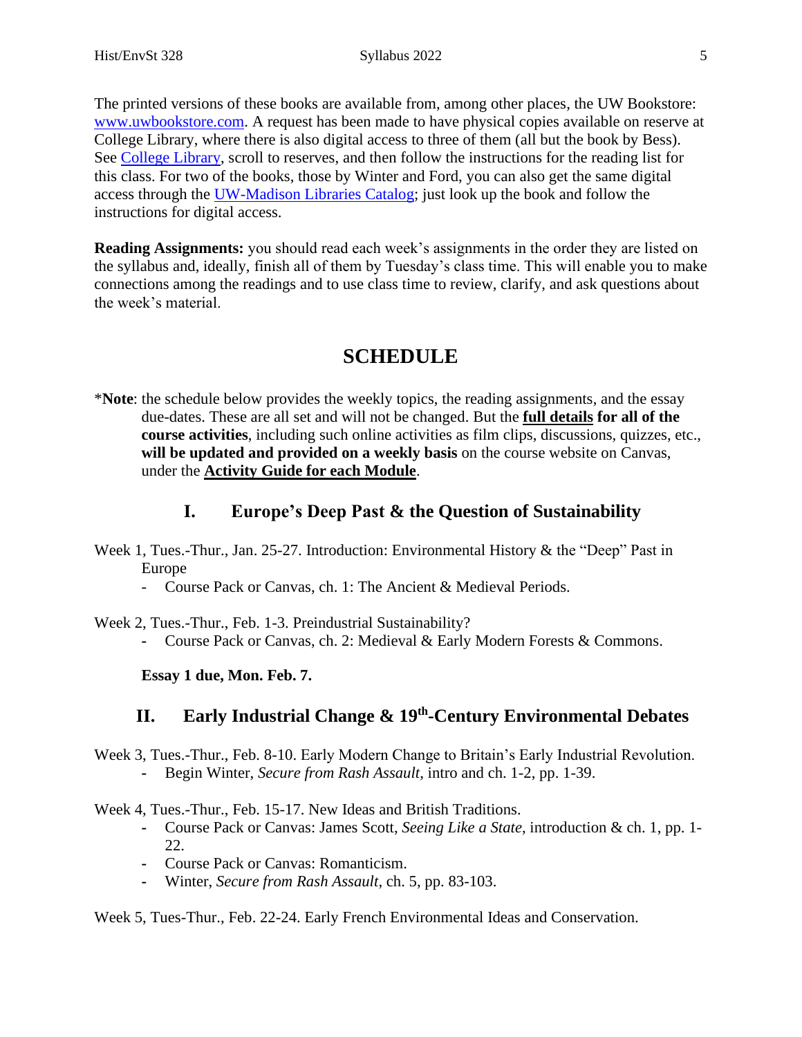The printed versions of these books are available from, among other places, the UW Bookstore: [www.uwbookstore.com](www.uwbookstore.com). A request has been made to have physical copies available on reserve at College Library, where there is also digital access to three of them (all but the book by Bess). See [College Library](), scroll to reserves, and then follow the instructions for the reading list for this class. For two of the books, those by Winter and Ford, you can also get the same digital access through the [UW-Madison Libraries Catalog](); just look up the book and follow the instructions for digital access.

**Reading Assignments:** you should read each week's assignments in the order they are listed on the syllabus and, ideally, finish all of them by Tuesday's class time. This will enable you to make connections among the readings and to use class time to review, clarify, and ask questions about the week's material.

# SCHEDULE

*__Note__: the schedule below provides the weekly topics, the reading assignments, and the essay due-dates. These are all set and will not be changed. But the **full details for all of the course activities**, including such online activities as film clips, discussions, quizzes, etc., **will be updated and provided on a weekly basis** on the course website on Canvas, under the **Activity Guide for each Module**.

## I. Europe's Deep Past & the Question of Sustainability

Week 1, Tues.-Thur., Jan. 25-27. Introduction: Environmental History & the "Deep" Past in Europe

- Course Pack or Canvas, ch. 1: The Ancient & Medieval Periods.

Week 2, Tues.-Thur., Feb. 1-3. Preindustrial Sustainability?

- Course Pack or Canvas, ch. 2: Medieval & Early Modern Forests & Commons.

**Essay 1 due, Mon. Feb. 7.**

## II. Early Industrial Change & 19th-Century Environmental Debates

Week 3, Tues.-Thur., Feb. 8-10. Early Modern Change to Britain's Early Industrial Revolution.

- Begin Winter, *Secure from Rash Assault*, intro and ch. 1-2, pp. 1-39.

Week 4, Tues.-Thur., Feb. 15-17. New Ideas and British Traditions.

- Course Pack or Canvas: James Scott, *Seeing Like a State*, introduction & ch. 1, pp. 1-22.
- Course Pack or Canvas: Romanticism.
- Winter, *Secure from Rash Assault*, ch. 5, pp. 83-103.

Week 5, Tues-Thur., Feb. 22-24. Early French Environmental Ideas and Conservation.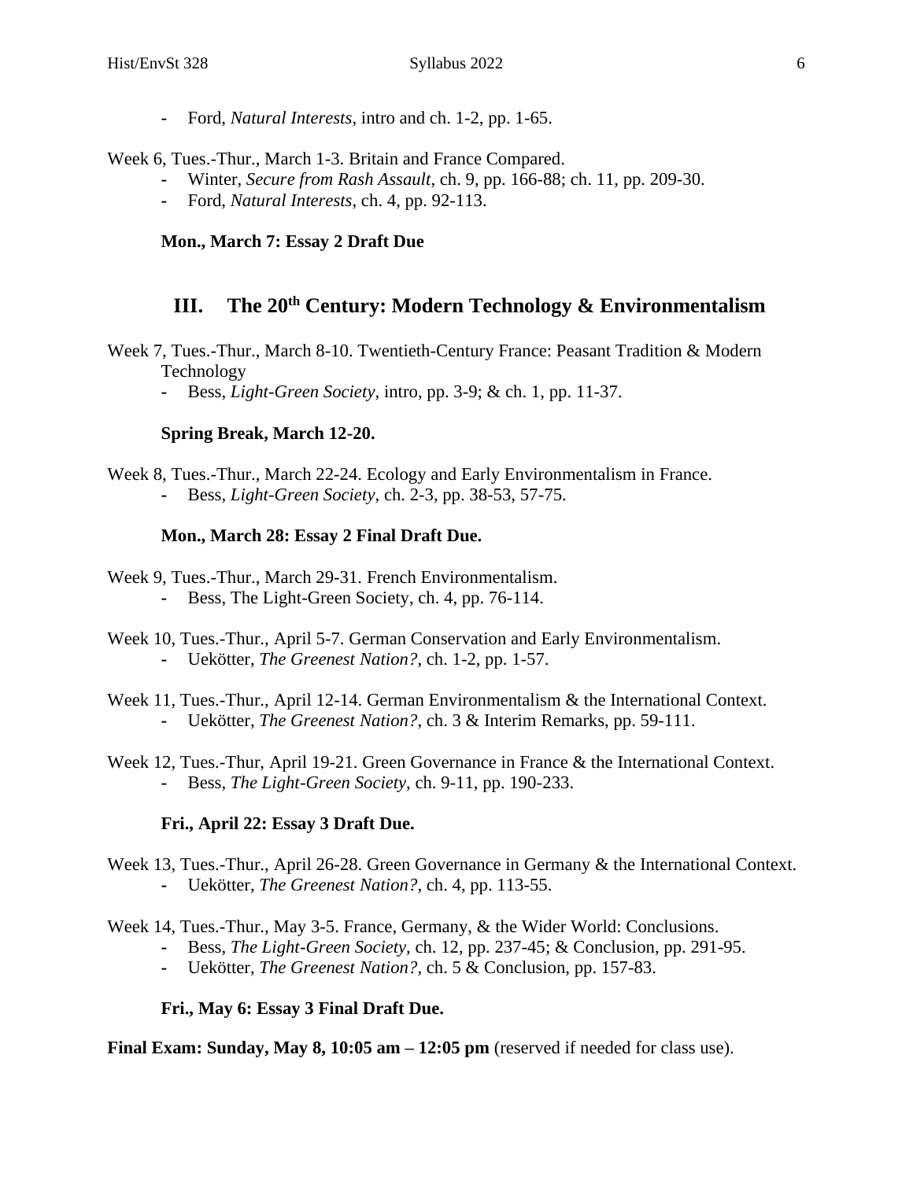- Ford, *Natural Interests*, intro and ch. 1-2, pp. 1-65.

Week 6, Tues.-Thur., March 1-3. Britain and France Compared.
- Winter, *Secure from Rash Assault*, ch. 9, pp. 166-88; ch. 11, pp. 209-30.
- Ford, *Natural Interests*, ch. 4, pp. 92-113.

**Mon., March 7: Essay 2 Draft Due**

## III. The 20th Century: Modern Technology & Environmentalism

Week 7, Tues.-Thur., March 8-10. Twentieth-Century France: Peasant Tradition & Modern Technology
- Bess, *Light-Green Society*, intro, pp. 3-9; & ch. 1, pp. 11-37.

**Spring Break, March 12-20.**

Week 8, Tues.-Thur., March 22-24. Ecology and Early Environmentalism in France.
- Bess, *Light-Green Society*, ch. 2-3, pp. 38-53, 57-75.

**Mon., March 28: Essay 2 Final Draft Due.**

Week 9, Tues.-Thur., March 29-31. French Environmentalism.
- Bess, The Light-Green Society, ch. 4, pp. 76-114.

Week 10, Tues.-Thur., April 5-7. German Conservation and Early Environmentalism.
- Uekötter, *The Greenest Nation?*, ch. 1-2, pp. 1-57.

Week 11, Tues.-Thur., April 12-14. German Environmentalism & the International Context.
- Uekötter, *The Greenest Nation?*, ch. 3 & Interim Remarks, pp. 59-111.

Week 12, Tues.-Thur, April 19-21. Green Governance in France & the International Context.
- Bess, *The Light-Green Society*, ch. 9-11, pp. 190-233.

**Fri., April 22: Essay 3 Draft Due.**

Week 13, Tues.-Thur., April 26-28. Green Governance in Germany & the International Context.
- Uekötter, *The Greenest Nation?*, ch. 4, pp. 113-55.

Week 14, Tues.-Thur., May 3-5. France, Germany, & the Wider World: Conclusions.
- Bess, *The Light-Green Society*, ch. 12, pp. 237-45; & Conclusion, pp. 291-95.
- Uekötter, *The Greenest Nation?*, ch. 5 & Conclusion, pp. 157-83.

**Fri., May 6: Essay 3 Final Draft Due.**

**Final Exam: Sunday, May 8, 10:05 am – 12:05 pm** (reserved if needed for class use).